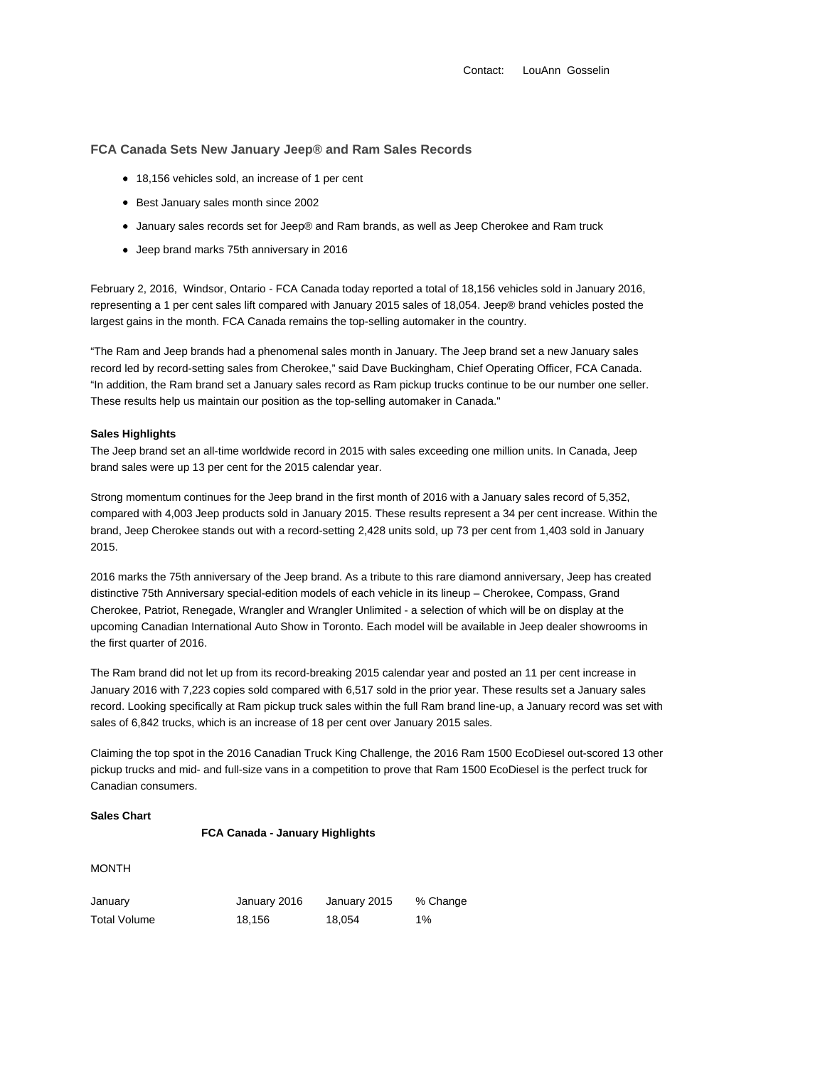Contact: LouAnn Gosselin

## FCA Canada Sets New January Jeep® and Ram Sales Records

- 18,156 vehicles sold, an increase of 1 per cent
- Best January sales month since 2002
- January sales records set for Jeep® and Ram brands, as well as Jeep Cherokee and Ram truck
- Jeep brand marks 75th anniversary in 2016

February 2, 2016, Windsor, Ontario - FCA Canada today reported a total of 18,156 vehicles sold in January 2016, representing a 1 per cent sales lift compared with January 2015 sales of 18,054. Jeep® brand vehicles posted the largest gains in the month. FCA Canada remains the top-selling automaker in the country.

"The Ram and Jeep brands had a phenomenal sales month in January. The Jeep brand set a new January sales record led by record-setting sales from Cherokee," said Dave Buckingham, Chief Operating Officer, FCA Canada. "In addition, the Ram brand set a January sales record as Ram pickup trucks continue to be our number one seller. These results help us maintain our position as the top-selling automaker in Canada."

**Sales Highlights**

The Jeep brand set an all-time worldwide record in 2015 with sales exceeding one million units. In Canada, Jeep brand sales were up 13 per cent for the 2015 calendar year.

Strong momentum continues for the Jeep brand in the first month of 2016 with a January sales record of 5,352, compared with 4,003 Jeep products sold in January 2015. These results represent a 34 per cent increase. Within the brand, Jeep Cherokee stands out with a record-setting 2,428 units sold, up 73 per cent from 1,403 sold in January 2015.

2016 marks the 75th anniversary of the Jeep brand. As a tribute to this rare diamond anniversary, Jeep has created distinctive 75th Anniversary special-edition models of each vehicle in its lineup – Cherokee, Compass, Grand Cherokee, Patriot, Renegade, Wrangler and Wrangler Unlimited - a selection of which will be on display at the upcoming Canadian International Auto Show in Toronto. Each model will be available in Jeep dealer showrooms in the first quarter of 2016.

The Ram brand did not let up from its record-breaking 2015 calendar year and posted an 11 per cent increase in January 2016 with 7,223 copies sold compared with 6,517 sold in the prior year. These results set a January sales record. Looking specifically at Ram pickup truck sales within the full Ram brand line-up, a January record was set with sales of 6,842 trucks, which is an increase of 18 per cent over January 2015 sales.

Claiming the top spot in the 2016 Canadian Truck King Challenge, the 2016 Ram 1500 EcoDiesel out-scored 13 other pickup trucks and mid- and full-size vans in a competition to prove that Ram 1500 EcoDiesel is the perfect truck for Canadian consumers.

**Sales Chart**

**FCA Canada - January Highlights**

MONTH

| January | January 2016 | January 2015 | % Change |
|---|---|---|---|
| Total Volume | 18,156 | 18,054 | 1% |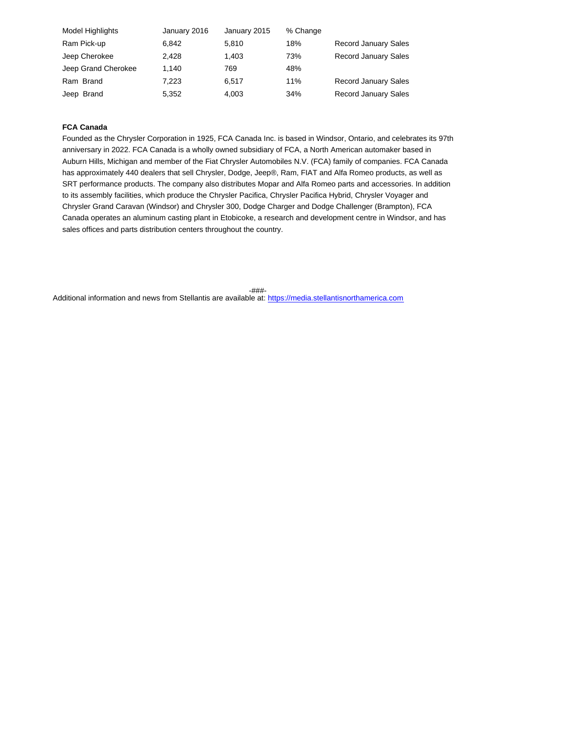| Model Highlights | January 2016 | January 2015 | % Change | |
|---|---|---|---|---|
| Ram Pick-up | 6,842 | 5,810 | 18% | Record January Sales |
| Jeep Cherokee | 2,428 | 1,403 | 73% | Record January Sales |
| Jeep Grand Cherokee | 1,140 | 769 | 48% | |
| Ram Brand | 7,223 | 6,517 | 11% | Record January Sales |
| Jeep Brand | 5,352 | 4,003 | 34% | Record January Sales |

**FCA Canada**

Founded as the Chrysler Corporation in 1925, FCA Canada Inc. is based in Windsor, Ontario, and celebrates its 97th anniversary in 2022. FCA Canada is a wholly owned subsidiary of FCA, a North American automaker based in Auburn Hills, Michigan and member of the Fiat Chrysler Automobiles N.V. (FCA) family of companies. FCA Canada has approximately 440 dealers that sell Chrysler, Dodge, Jeep®, Ram, FIAT and Alfa Romeo products, as well as SRT performance products. The company also distributes Mopar and Alfa Romeo parts and accessories. In addition to its assembly facilities, which produce the Chrysler Pacifica, Chrysler Pacifica Hybrid, Chrysler Voyager and Chrysler Grand Caravan (Windsor) and Chrysler 300, Dodge Charger and Dodge Challenger (Brampton), FCA Canada operates an aluminum casting plant in Etobicoke, a research and development centre in Windsor, and has sales offices and parts distribution centers throughout the country.

-###-

Additional information and news from Stellantis are available at: https://media.stellantisnorthamerica.com